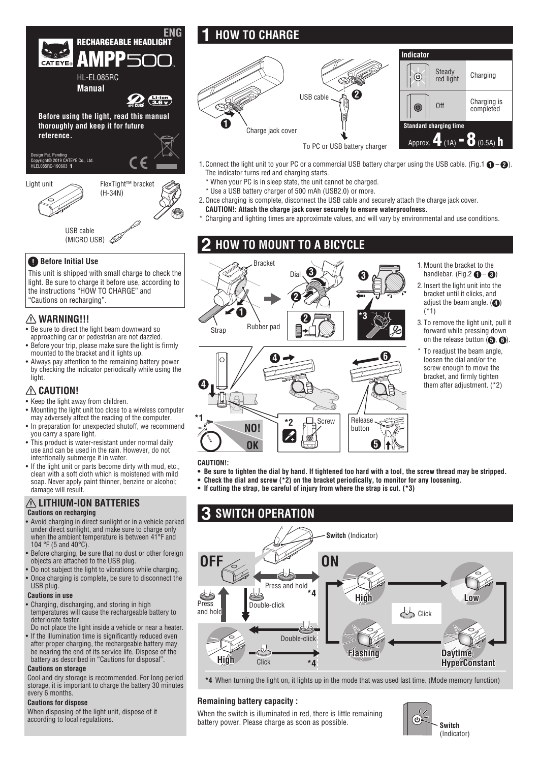ENG

# RECHARGEABLE HEADLIGHT AMPP500

HL-EL085RC

**Manual**

**Before using the light, read this manual thoroughly and keep it for future reference.**

Design Pat. Pending
Copyright© 2019 CATEYE Co., Ltd.
HLEL085RC-190603 1

Light unit

FlexTight™ bracket (H-34N)

USB cable (MICRO USB)

### Before Initial Use

This unit is shipped with small charge to check the light. Be sure to charge it before use, according to the instructions "HOW TO CHARGE" and "Cautions on recharging".

## ⚠ WARNING!!!

- Be sure to direct the light beam downward so approaching car or pedestrian are not dazzled.
- Before your trip, please make sure the light is firmly mounted to the bracket and it lights up.
- Always pay attention to the remaining battery power by checking the indicator periodically while using the light.

## ⚠ CAUTION!

- Keep the light away from children.
- Mounting the light unit too close to a wireless computer may adversely affect the reading of the computer.
- In preparation for unexpected shutoff, we recommend you carry a spare light.
- This product is water-resistant under normal daily use and can be used in the rain. However, do not intentionally submerge it in water.
- If the light unit or parts become dirty with mud, etc., clean with a soft cloth which is moistened with mild soap. Never apply paint thinner, benzine or alcohol; damage will result.

## ⚠ LITHIUM-ION BATTERIES

**Cautions on recharging**

- Avoid charging in direct sunlight or in a vehicle parked under direct sunlight, and make sure to charge only when the ambient temperature is between 41°F and 104 °F (5 and 40°C).
- Before charging, be sure that no dust or other foreign objects are attached to the USB plug.
- Do not subject the light to vibrations while charging.
- Once charging is complete, be sure to disconnect the USB plug.

**Cautions in use**

- Charging, discharging, and storing in high temperatures will cause the rechargeable battery to deteriorate faster.
  Do not place the light inside a vehicle or near a heater.
- If the illumination time is significantly reduced even after proper charging, the rechargeable battery may be nearing the end of its service life. Dispose of the battery as described in "Cautions for disposal".

**Cautions on storage**

Cool and dry storage is recommended. For long period storage, it is important to charge the battery 30 minutes every 6 months.

**Cautions for dispose**

When disposing of the light unit, dispose of it according to local regulations.

# 1 HOW TO CHARGE

Charge jack cover

USB cable

To PC or USB battery charger

| Indicator | |
|---|---|
| Steady red light | Charging |
| Off | Charging is completed |

**Standard charging time**
Approx. **4** (1A) **- 8** (0.5A) **h**

1. Connect the light unit to your PC or a commercial USB battery charger using the USB cable. (Fig.1 ❶ – ❷). The indicator turns red and charging starts.
   * When your PC is in sleep state, the unit cannot be charged.
   * Use a USB battery charger of 500 mAh (USB2.0) or more.
2. Once charging is complete, disconnect the USB cable and securely attach the charge jack cover.
   **CAUTION!: Attach the charge jack cover securely to ensure waterproofness.**

* Charging and lighting times are approximate values, and will vary by environmental and use conditions.

# 2 HOW TO MOUNT TO A BICYCLE

Bracket · Dial · Strap · Rubber pad

*1 NO! OK · *2 Screw · Release button

1. Mount the bracket to the handlebar. (Fig.2 ❶ – ❸)
2. Insert the light unit into the bracket until it clicks, and adjust the beam angle. (❹) (*1)
3. To remove the light unit, pull it forward while pressing down on the release button (❺, ❻).

* To readjust the beam angle, loosen the dial and/or the screw enough to move the bracket, and firmly tighten them after adjustment. (*2)

**CAUTION!:**

- **Be sure to tighten the dial by hand. If tightened too hard with a tool, the screw thread may be stripped.**
- **Check the dial and screw (*2) on the bracket periodically, to monitor for any loosening.**
- **If cutting the strap, be careful of injury from where the strap is cut. (*3)**

# 3 SWITCH OPERATION

**Switch** (Indicator)

OFF · ON

Press and hold *4 · Press and hold · Double-click · Double-click · Click · Click *4

High → Low → Daytime HyperConstant → Flashing → High

**\*4** When turning the light on, it lights up in the mode that was used last time. (Mode memory function)

**Remaining battery capacity :**

When the switch is illuminated in red, there is little remaining battery power. Please charge as soon as possible.

**Switch** (Indicator)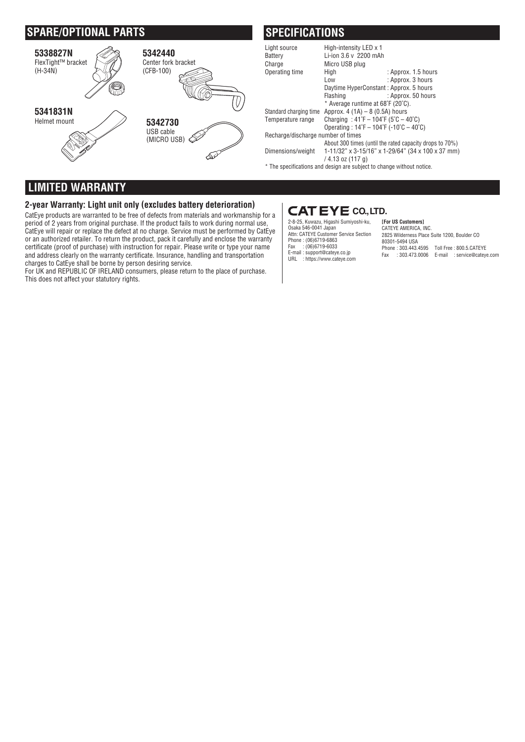## SPARE/OPTIONAL PARTS

**5338827N**
FlexTight™ bracket
(H-34N)

**5342440**
Center fork bracket
(CFB-100)

**5341831N**
Helmet mount

**5342730**
USB cable
(MICRO USB)

## SPECIFICATIONS

| | | |
|---|---|---|
| Light source | High-intensity LED x 1 | |
| Battery | Li-ion 3.6 v 2200 mAh | |
| Charge | Micro USB plug | |
| Operating time | High | : Approx. 1.5 hours |
| | Low | : Approx. 3 hours |
| | Daytime HyperConstant : Approx. 5 hours | |
| | Flashing | : Approx. 50 hours |
| | * Average runtime at 68˚F (20˚C). | |
| Standard charging time | Approx. 4 (1A) – 8 (0.5A) hours | |
| Temperature range | Charging : 41˚F – 104˚F (5˚C – 40˚C) | |
| | Operating : 14˚F – 104˚F (-10˚C – 40˚C) | |
| Recharge/discharge number of times | | |
| | About 300 times (until the rated capacity drops to 70%) | |
| Dimensions/weight | 1-11/32" x 3-15/16" x 1-29/64" (34 x 100 x 37 mm) / 4.13 oz (117 g) | |

* The specifications and design are subject to change without notice.

## LIMITED WARRANTY

### 2-year Warranty: Light unit only (excludes battery deterioration)

CatEye products are warranted to be free of defects from materials and workmanship for a period of 2 years from original purchase. If the product fails to work during normal use, CatEye will repair or replace the defect at no charge. Service must be performed by CatEye or an authorized retailer. To return the product, pack it carefully and enclose the warranty certificate (proof of purchase) with instruction for repair. Please write or type your name and address clearly on the warranty certificate. Insurance, handling and transportation charges to CatEye shall be borne by person desiring service.
For UK and REPUBLIC OF IRELAND consumers, please return to the place of purchase. This does not affect your statutory rights.

**CATEYE CO., LTD.**

2-8-25, Kuwazu, Higashi Sumiyoshi-ku, Osaka 546-0041 Japan
Attn: CATEYE Customer Service Section
Phone : (06)6719-6863
Fax : (06)6719-6033
E-mail : support@cateye.co.jp
URL : https://www.cateye.com

**[For US Customers]**
CATEYE AMERICA, INC.
2825 Wilderness Place Suite 1200, Boulder CO 80301-5494 USA
Phone : 303.443.4595 Toll Free : 800.5.CATEYE
Fax : 303.473.0006 E-mail : service@cateye.com